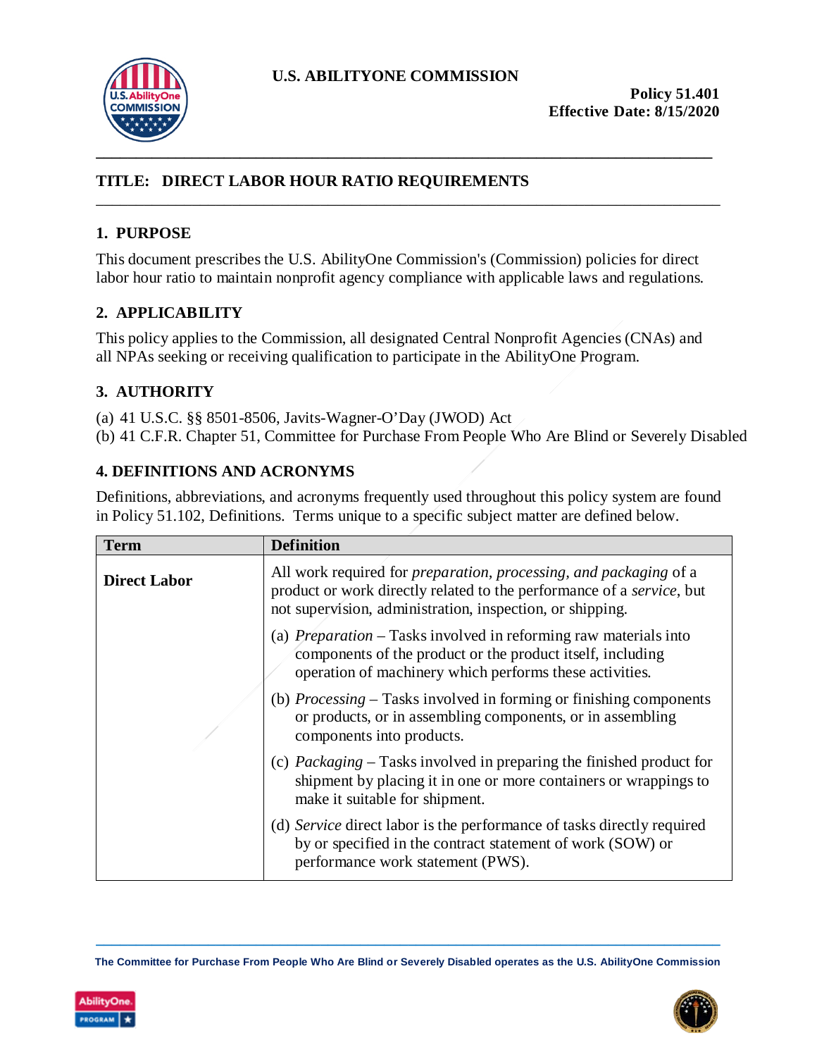**U.S. ABILITYONE COMMISSION**

**Policy 51.401**
**Effective Date: 8/15/2020**

# TITLE: DIRECT LABOR HOUR RATIO REQUIREMENTS

## 1. PURPOSE

This document prescribes the U.S. AbilityOne Commission's (Commission) policies for direct labor hour ratio to maintain nonprofit agency compliance with applicable laws and regulations.

## 2. APPLICABILITY

This policy applies to the Commission, all designated Central Nonprofit Agencies (CNAs) and all NPAs seeking or receiving qualification to participate in the AbilityOne Program.

## 3. AUTHORITY

(a) 41 U.S.C. §§ 8501-8506, Javits-Wagner-O'Day (JWOD) Act
(b) 41 C.F.R. Chapter 51, Committee for Purchase From People Who Are Blind or Severely Disabled

## 4. DEFINITIONS AND ACRONYMS

Definitions, abbreviations, and acronyms frequently used throughout this policy system are found in Policy 51.102, Definitions. Terms unique to a specific subject matter are defined below.

| Term | Definition |
| --- | --- |
| **Direct Labor** | All work required for *preparation, processing, and packaging* of a product or work directly related to the performance of a *service*, but not supervision, administration, inspection, or shipping.<br><br>(a) *Preparation* – Tasks involved in reforming raw materials into components of the product or the product itself, including operation of machinery which performs these activities.<br><br>(b) *Processing* – Tasks involved in forming or finishing components or products, or in assembling components, or in assembling components into products.<br><br>(c) *Packaging* – Tasks involved in preparing the finished product for shipment by placing it in one or more containers or wrappings to make it suitable for shipment.<br><br>(d) *Service* direct labor is the performance of tasks directly required by or specified in the contract statement of work (SOW) or performance work statement (PWS). |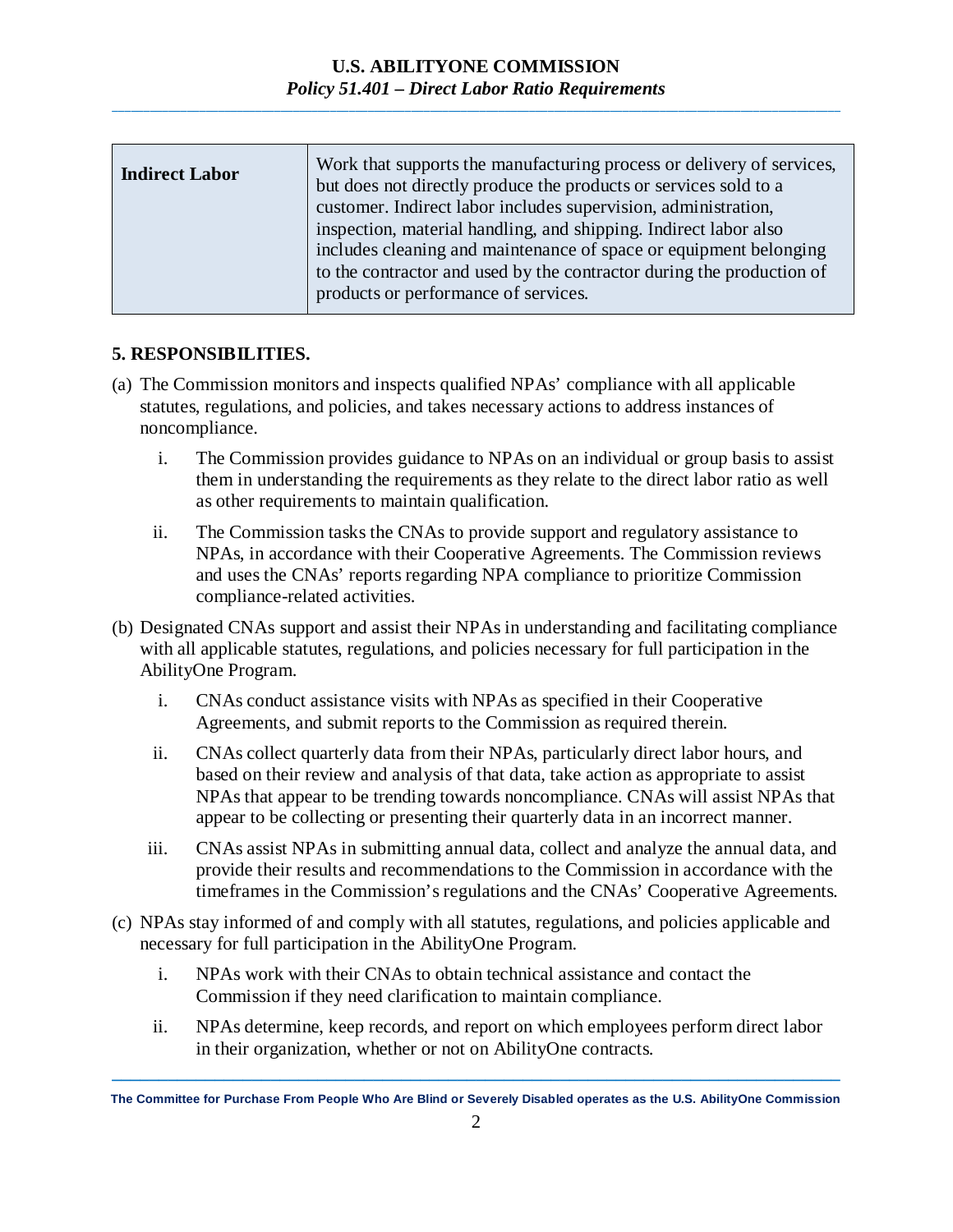| **Indirect Labor** | Work that supports the manufacturing process or delivery of services, but does not directly produce the products or services sold to a customer. Indirect labor includes supervision, administration, inspection, material handling, and shipping. Indirect labor also includes cleaning and maintenance of space or equipment belonging to the contractor and used by the contractor during the production of products or performance of services. |
|---|---|

## 5. RESPONSIBILITIES.

(a) The Commission monitors and inspects qualified NPAs' compliance with all applicable statutes, regulations, and policies, and takes necessary actions to address instances of noncompliance.

  i. The Commission provides guidance to NPAs on an individual or group basis to assist them in understanding the requirements as they relate to the direct labor ratio as well as other requirements to maintain qualification.

  ii. The Commission tasks the CNAs to provide support and regulatory assistance to NPAs, in accordance with their Cooperative Agreements. The Commission reviews and uses the CNAs' reports regarding NPA compliance to prioritize Commission compliance-related activities.

(b) Designated CNAs support and assist their NPAs in understanding and facilitating compliance with all applicable statutes, regulations, and policies necessary for full participation in the AbilityOne Program.

  i. CNAs conduct assistance visits with NPAs as specified in their Cooperative Agreements, and submit reports to the Commission as required therein.

  ii. CNAs collect quarterly data from their NPAs, particularly direct labor hours, and based on their review and analysis of that data, take action as appropriate to assist NPAs that appear to be trending towards noncompliance. CNAs will assist NPAs that appear to be collecting or presenting their quarterly data in an incorrect manner.

  iii. CNAs assist NPAs in submitting annual data, collect and analyze the annual data, and provide their results and recommendations to the Commission in accordance with the timeframes in the Commission's regulations and the CNAs' Cooperative Agreements.

(c) NPAs stay informed of and comply with all statutes, regulations, and policies applicable and necessary for full participation in the AbilityOne Program.

  i. NPAs work with their CNAs to obtain technical assistance and contact the Commission if they need clarification to maintain compliance.

  ii. NPAs determine, keep records, and report on which employees perform direct labor in their organization, whether or not on AbilityOne contracts.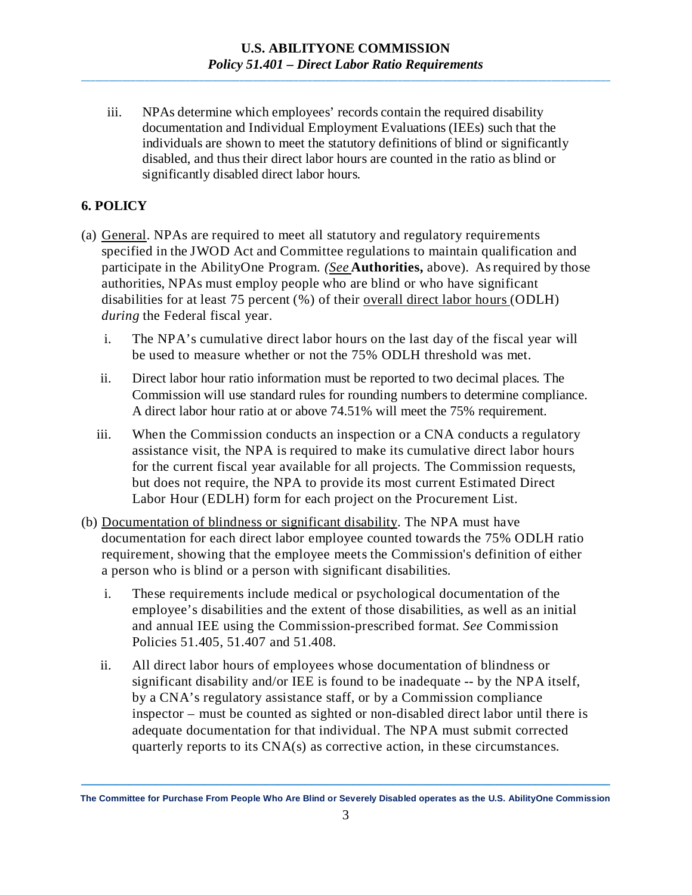iii. NPAs determine which employees' records contain the required disability documentation and Individual Employment Evaluations (IEEs) such that the individuals are shown to meet the statutory definitions of blind or significantly disabled, and thus their direct labor hours are counted in the ratio as blind or significantly disabled direct labor hours.

## 6. POLICY

(a) General. NPAs are required to meet all statutory and regulatory requirements specified in the JWOD Act and Committee regulations to maintain qualification and participate in the AbilityOne Program. *(See* **Authorities,** above). As required by those authorities, NPAs must employ people who are blind or who have significant disabilities for at least 75 percent (%) of their overall direct labor hours (ODLH) *during* the Federal fiscal year.

i. The NPA's cumulative direct labor hours on the last day of the fiscal year will be used to measure whether or not the 75% ODLH threshold was met.

ii. Direct labor hour ratio information must be reported to two decimal places. The Commission will use standard rules for rounding numbers to determine compliance. A direct labor hour ratio at or above 74.51% will meet the 75% requirement.

iii. When the Commission conducts an inspection or a CNA conducts a regulatory assistance visit, the NPA is required to make its cumulative direct labor hours for the current fiscal year available for all projects. The Commission requests, but does not require, the NPA to provide its most current Estimated Direct Labor Hour (EDLH) form for each project on the Procurement List.

(b) Documentation of blindness or significant disability. The NPA must have documentation for each direct labor employee counted towards the 75% ODLH ratio requirement, showing that the employee meets the Commission's definition of either a person who is blind or a person with significant disabilities.

i. These requirements include medical or psychological documentation of the employee's disabilities and the extent of those disabilities, as well as an initial and annual IEE using the Commission-prescribed format. *See* Commission Policies 51.405, 51.407 and 51.408.

ii. All direct labor hours of employees whose documentation of blindness or significant disability and/or IEE is found to be inadequate -- by the NPA itself, by a CNA's regulatory assistance staff, or by a Commission compliance inspector – must be counted as sighted or non-disabled direct labor until there is adequate documentation for that individual. The NPA must submit corrected quarterly reports to its CNA(s) as corrective action, in these circumstances.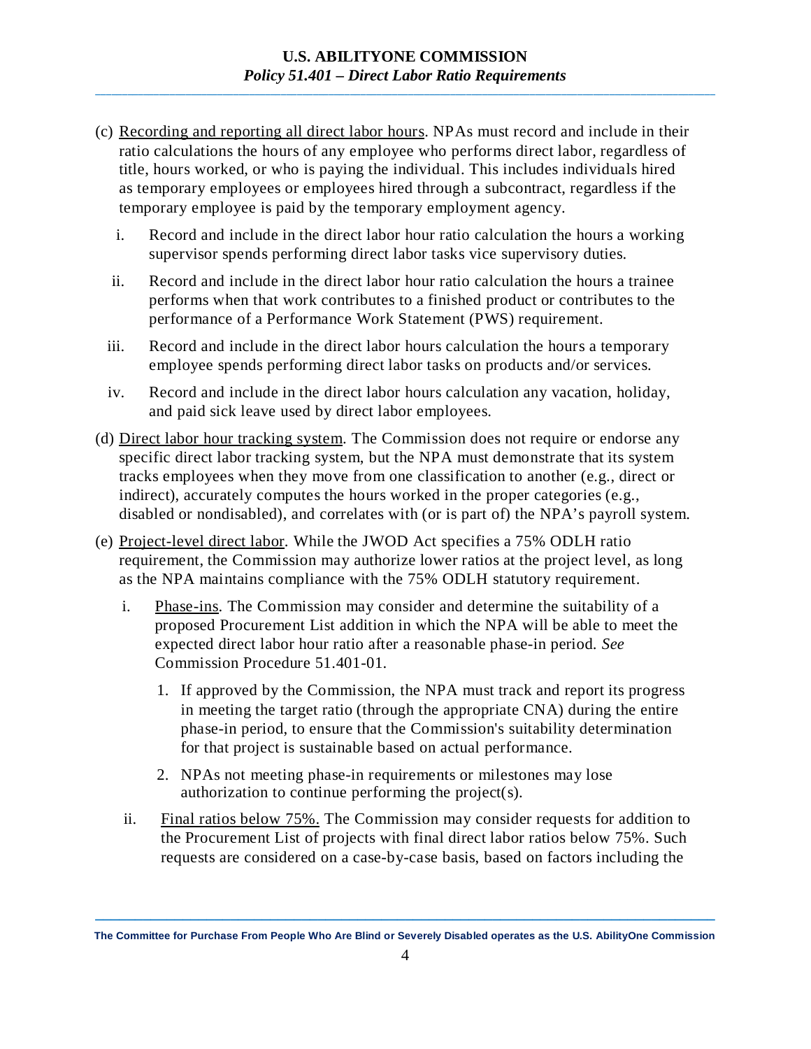(c) Recording and reporting all direct labor hours. NPAs must record and include in their ratio calculations the hours of any employee who performs direct labor, regardless of title, hours worked, or who is paying the individual. This includes individuals hired as temporary employees or employees hired through a subcontract, regardless if the temporary employee is paid by the temporary employment agency.

  i. Record and include in the direct labor hour ratio calculation the hours a working supervisor spends performing direct labor tasks vice supervisory duties.

  ii. Record and include in the direct labor hour ratio calculation the hours a trainee performs when that work contributes to a finished product or contributes to the performance of a Performance Work Statement (PWS) requirement.

  iii. Record and include in the direct labor hours calculation the hours a temporary employee spends performing direct labor tasks on products and/or services.

  iv. Record and include in the direct labor hours calculation any vacation, holiday, and paid sick leave used by direct labor employees.

(d) Direct labor hour tracking system. The Commission does not require or endorse any specific direct labor tracking system, but the NPA must demonstrate that its system tracks employees when they move from one classification to another (e.g., direct or indirect), accurately computes the hours worked in the proper categories (e.g., disabled or nondisabled), and correlates with (or is part of) the NPA's payroll system.

(e) Project-level direct labor. While the JWOD Act specifies a 75% ODLH ratio requirement, the Commission may authorize lower ratios at the project level, as long as the NPA maintains compliance with the 75% ODLH statutory requirement.

  i. Phase-ins. The Commission may consider and determine the suitability of a proposed Procurement List addition in which the NPA will be able to meet the expected direct labor hour ratio after a reasonable phase-in period. *See* Commission Procedure 51.401-01.

    1. If approved by the Commission, the NPA must track and report its progress in meeting the target ratio (through the appropriate CNA) during the entire phase-in period, to ensure that the Commission's suitability determination for that project is sustainable based on actual performance.

    2. NPAs not meeting phase-in requirements or milestones may lose authorization to continue performing the project(s).

  ii. Final ratios below 75%. The Commission may consider requests for addition to the Procurement List of projects with final direct labor ratios below 75%. Such requests are considered on a case-by-case basis, based on factors including the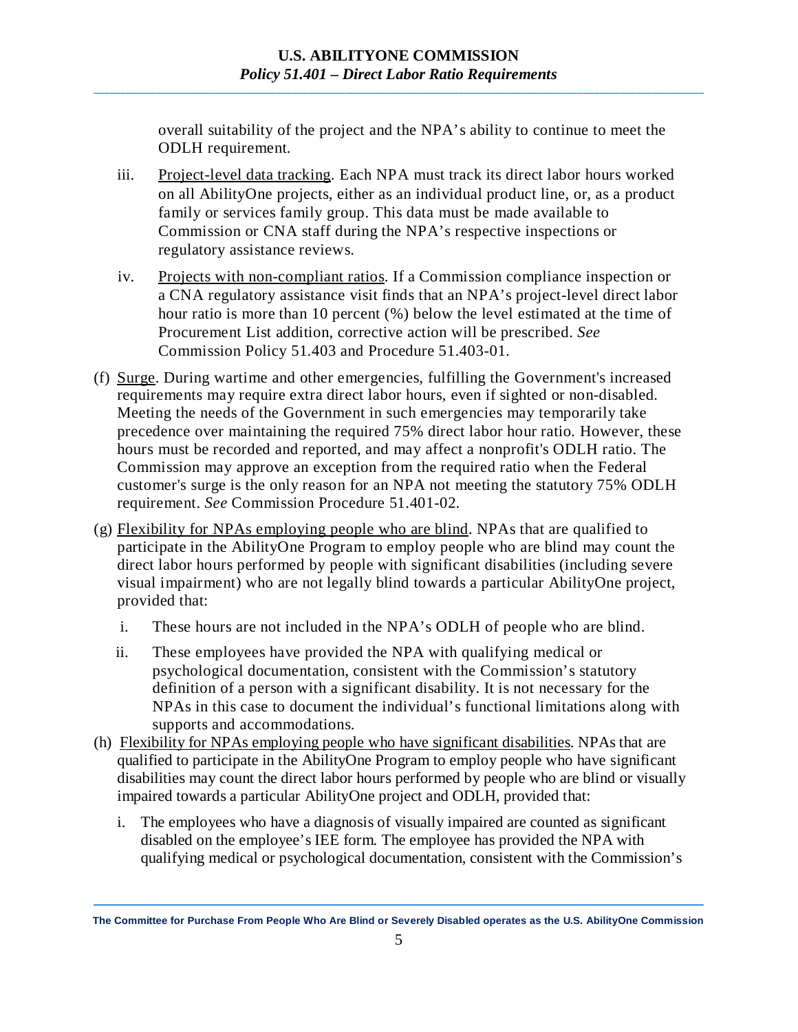overall suitability of the project and the NPA's ability to continue to meet the ODLH requirement.

iii. Project-level data tracking. Each NPA must track its direct labor hours worked on all AbilityOne projects, either as an individual product line, or, as a product family or services family group. This data must be made available to Commission or CNA staff during the NPA's respective inspections or regulatory assistance reviews.

iv. Projects with non-compliant ratios. If a Commission compliance inspection or a CNA regulatory assistance visit finds that an NPA's project-level direct labor hour ratio is more than 10 percent (%) below the level estimated at the time of Procurement List addition, corrective action will be prescribed. *See* Commission Policy 51.403 and Procedure 51.403-01.

(f) Surge. During wartime and other emergencies, fulfilling the Government's increased requirements may require extra direct labor hours, even if sighted or non-disabled. Meeting the needs of the Government in such emergencies may temporarily take precedence over maintaining the required 75% direct labor hour ratio. However, these hours must be recorded and reported, and may affect a nonprofit's ODLH ratio. The Commission may approve an exception from the required ratio when the Federal customer's surge is the only reason for an NPA not meeting the statutory 75% ODLH requirement. *See* Commission Procedure 51.401-02.

(g) Flexibility for NPAs employing people who are blind. NPAs that are qualified to participate in the AbilityOne Program to employ people who are blind may count the direct labor hours performed by people with significant disabilities (including severe visual impairment) who are not legally blind towards a particular AbilityOne project, provided that:

i. These hours are not included in the NPA's ODLH of people who are blind.

ii. These employees have provided the NPA with qualifying medical or psychological documentation, consistent with the Commission's statutory definition of a person with a significant disability. It is not necessary for the NPAs in this case to document the individual's functional limitations along with supports and accommodations.

(h) Flexibility for NPAs employing people who have significant disabilities. NPAs that are qualified to participate in the AbilityOne Program to employ people who have significant disabilities may count the direct labor hours performed by people who are blind or visually impaired towards a particular AbilityOne project and ODLH, provided that:

i. The employees who have a diagnosis of visually impaired are counted as significant disabled on the employee's IEE form. The employee has provided the NPA with qualifying medical or psychological documentation, consistent with the Commission's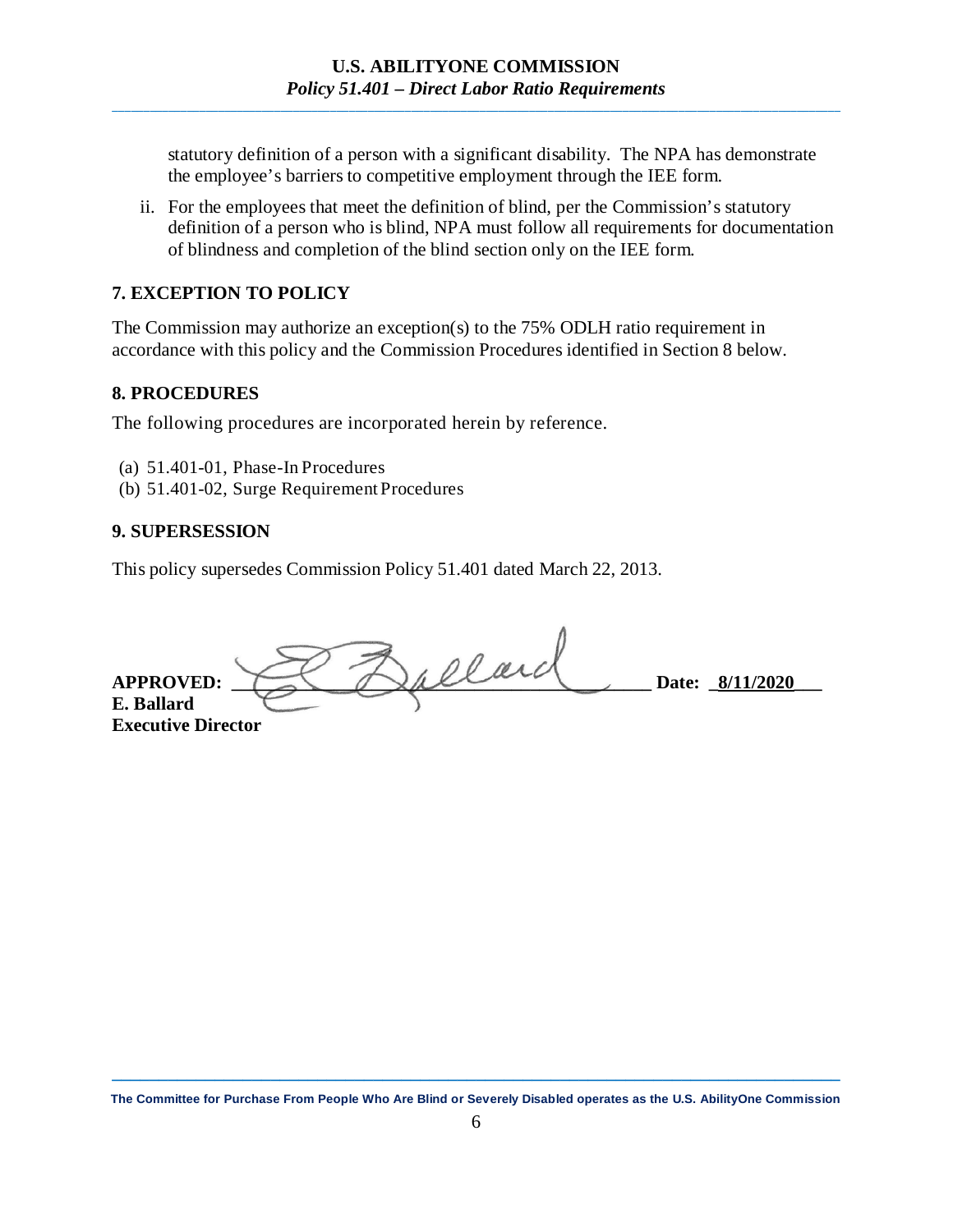statutory definition of a person with a significant disability. The NPA has demonstrate the employee's barriers to competitive employment through the IEE form.

ii. For the employees that meet the definition of blind, per the Commission's statutory definition of a person who is blind, NPA must follow all requirements for documentation of blindness and completion of the blind section only on the IEE form.

## 7. EXCEPTION TO POLICY

The Commission may authorize an exception(s) to the 75% ODLH ratio requirement in accordance with this policy and the Commission Procedures identified in Section 8 below.

## 8. PROCEDURES

The following procedures are incorporated herein by reference.

(a) 51.401-01, Phase-In Procedures
(b) 51.401-02, Surge Requirement Procedures

## 9. SUPERSESSION

This policy supersedes Commission Policy 51.401 dated March 22, 2013.

**APPROVED:** ______________________ **Date: 8/11/2020**
**E. Ballard**
**Executive Director**